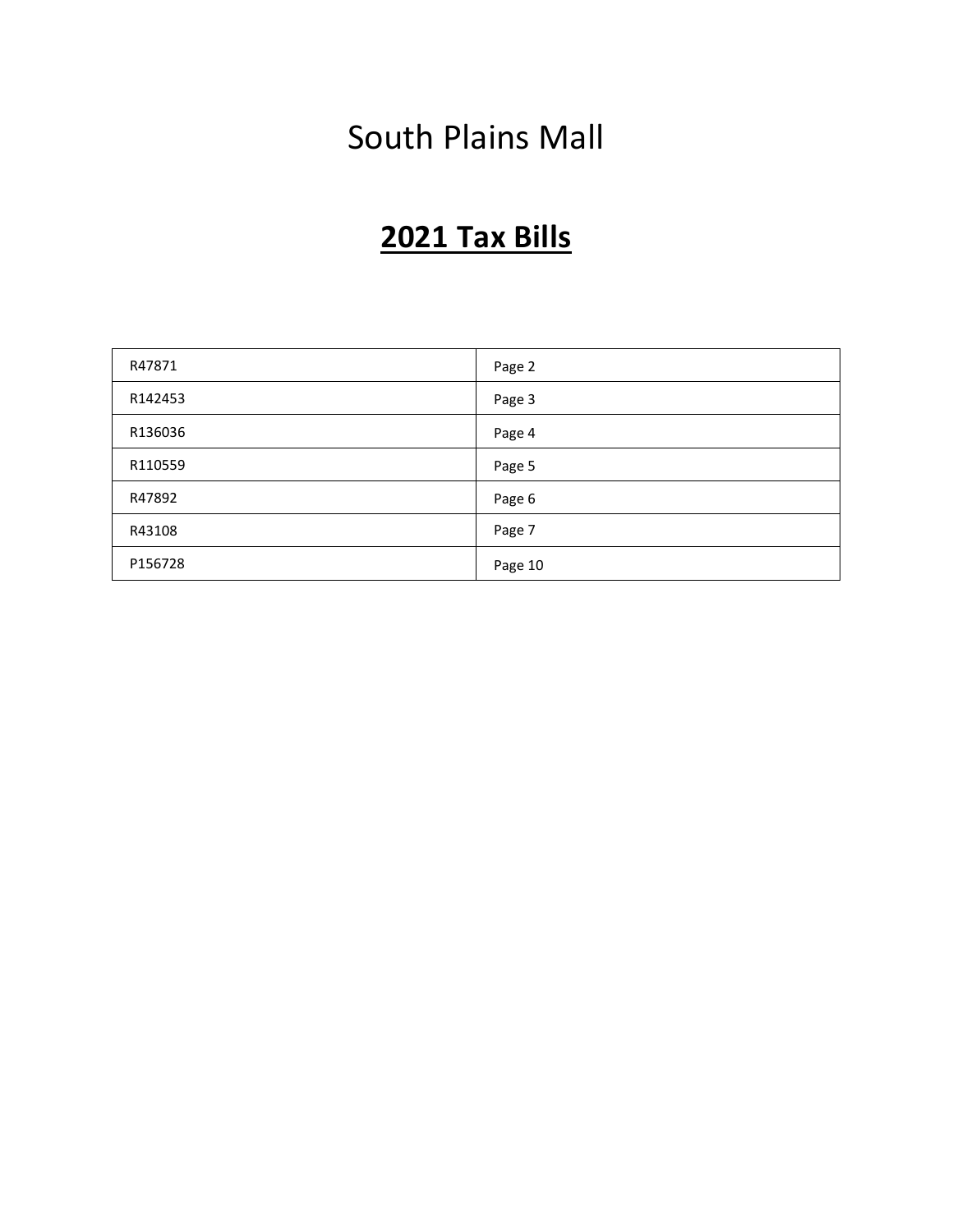# South Plains Mall

## **2021 Tax Bills**

| R47871 | Page 2 |
|---|---|
| R142453 | Page 3 |
| R136036 | Page 4 |
| R110559 | Page 5 |
| R47892 | Page 6 |
| R43108 | Page 7 |
| P156728 | Page 10 |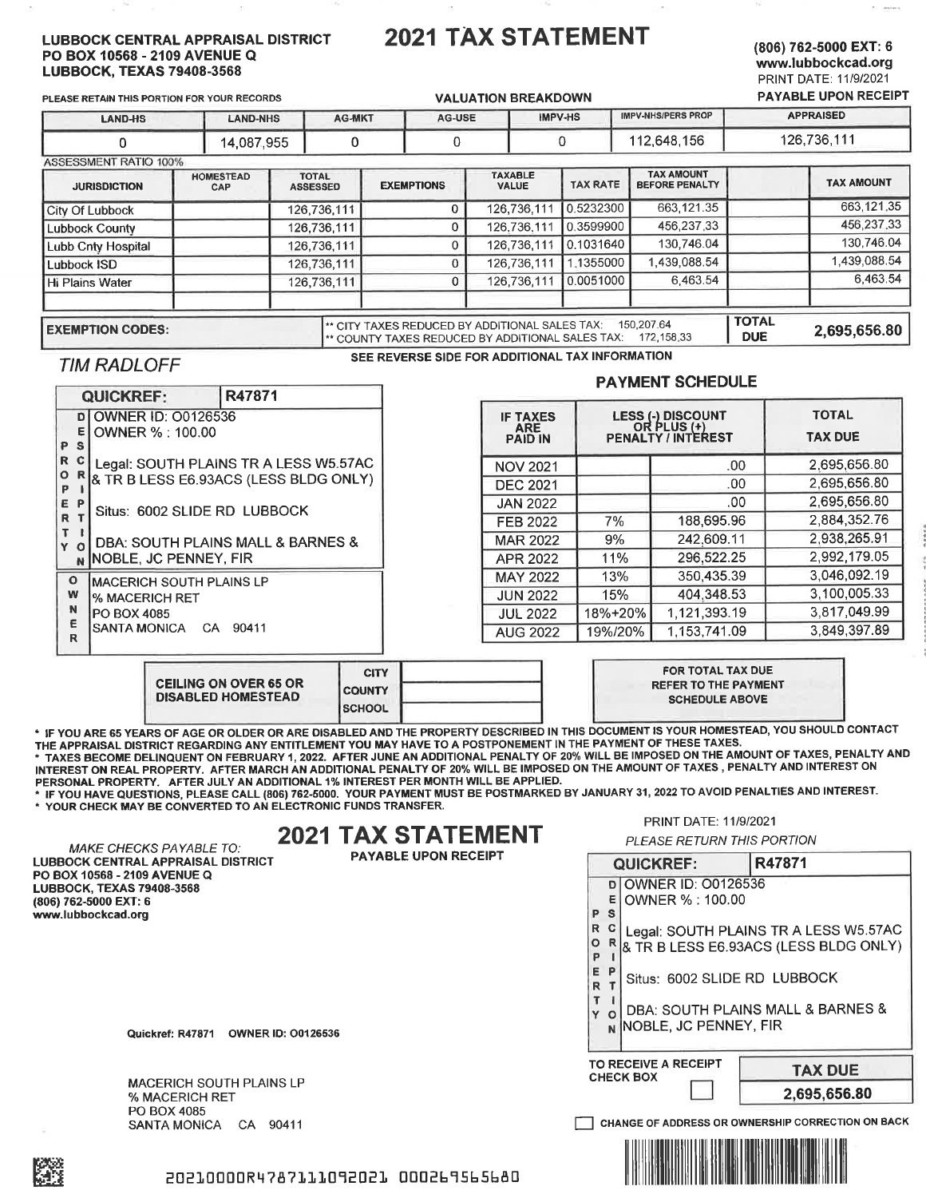**LUBBOCK CENTRAL APPRAISAL DISTRICT**
**PO BOX 10568 - 2109 AVENUE Q**
**LUBBOCK, TEXAS 79408-3568**

# 2021 TAX STATEMENT

**(806) 762-5000 EXT: 6**
**www.lubbockcad.org**
PRINT DATE: 11/9/2021
**PAYABLE UPON RECEIPT**

PLEASE RETAIN THIS PORTION FOR YOUR RECORDS

**VALUATION BREAKDOWN**

| LAND-HS | LAND-NHS | AG-MKT | AG-USE | IMPV-HS | IMPV-NHS/PERS PROP | APPRAISED |
|---|---|---|---|---|---|---|
| 0 | 14,087,955 | 0 | 0 | 0 | 112,648,156 | 126,736,111 |

ASSESSMENT RATIO 100%

| JURISDICTION | HOMESTEAD CAP | TOTAL ASSESSED | EXEMPTIONS | TAXABLE VALUE | TAX RATE | TAX AMOUNT BEFORE PENALTY | | TAX AMOUNT |
|---|---|---|---|---|---|---|---|---|
| City Of Lubbock | | 126,736,111 | 0 | 126,736,111 | 0.5232300 | 663,121.35 | | 663,121.35 |
| Lubbock County | | 126,736,111 | 0 | 126,736,111 | 0.3599900 | 456,237.33 | | 456,237.33 |
| Lubb Cnty Hospital | | 126,736,111 | 0 | 126,736,111 | 0.1031640 | 130,746.04 | | 130,746.04 |
| Lubbock ISD | | 126,736,111 | 0 | 126,736,111 | 1.1355000 | 1,439,088.54 | | 1,439,088.54 |
| Hi Plains Water | | 126,736,111 | 0 | 126,736,111 | 0.0051000 | 6,463.54 | | 6,463.54 |

**EXEMPTION CODES:**

** CITY TAXES REDUCED BY ADDITIONAL SALES TAX: 150,207.64
** COUNTY TAXES REDUCED BY ADDITIONAL SALES TAX: 172,158.33

**TOTAL DUE 2,695,656.80**

*TIM RADLOFF*

**SEE REVERSE SIDE FOR ADDITIONAL TAX INFORMATION**

**QUICKREF: R47871**

PROPERTY DESCRIPTION:
OWNER ID: O0126536
OWNER % : 100.00
Legal: SOUTH PLAINS TR A LESS W5.57AC & TR B LESS E6.93ACS (LESS BLDG ONLY)
Situs: 6002 SLIDE RD LUBBOCK
DBA: SOUTH PLAINS MALL & BARNES & NOBLE, JC PENNEY, FIR

OWNER:
MACERICH SOUTH PLAINS LP
% MACERICH RET
PO BOX 4085
SANTA MONICA CA 90411

**PAYMENT SCHEDULE**

| IF TAXES ARE PAID IN | LESS (-) DISCOUNT OR PLUS (+) PENALTY / INTEREST | | TOTAL TAX DUE |
|---|---|---|---|
| NOV 2021 | | .00 | 2,695,656.80 |
| DEC 2021 | | .00 | 2,695,656.80 |
| JAN 2022 | | .00 | 2,695,656.80 |
| FEB 2022 | 7% | 188,695.96 | 2,884,352.76 |
| MAR 2022 | 9% | 242,609.11 | 2,938,265.91 |
| APR 2022 | 11% | 296,522.25 | 2,992,179.05 |
| MAY 2022 | 13% | 350,435.39 | 3,046,092.19 |
| JUN 2022 | 15% | 404,348.53 | 3,100,005.33 |
| JUL 2022 | 18%+20% | 1,121,393.19 | 3,817,049.99 |
| AUG 2022 | 19%/20% | 1,153,741.09 | 3,849,397.89 |

| CEILING ON OVER 65 OR DISABLED HOMESTEAD | CITY | |
|---|---|---|
| | COUNTY | |
| | SCHOOL | |

FOR TOTAL TAX DUE REFER TO THE PAYMENT SCHEDULE ABOVE

* IF YOU ARE 65 YEARS OF AGE OR OLDER OR ARE DISABLED AND THE PROPERTY DESCRIBED IN THIS DOCUMENT IS YOUR HOMESTEAD, YOU SHOULD CONTACT THE APPRAISAL DISTRICT REGARDING ANY ENTITLEMENT YOU MAY HAVE TO A POSTPONEMENT IN THE PAYMENT OF THESE TAXES.
* TAXES BECOME DELINQUENT ON FEBRUARY 1, 2022. AFTER JUNE AN ADDITIONAL PENALTY OF 20% WILL BE IMPOSED ON THE AMOUNT OF TAXES, PENALTY AND INTEREST ON REAL PROPERTY. AFTER MARCH AN ADDITIONAL PENALTY OF 20% WILL BE IMPOSED ON THE AMOUNT OF TAXES , PENALTY AND INTEREST ON PERSONAL PROPERTY. AFTER JULY AN ADDITIONAL 1% INTEREST PER MONTH WILL BE APPLIED.
* IF YOU HAVE QUESTIONS, PLEASE CALL (806) 762-5000. YOUR PAYMENT MUST BE POSTMARKED BY JANUARY 31, 2022 TO AVOID PENALTIES AND INTEREST.
* YOUR CHECK MAY BE CONVERTED TO AN ELECTRONIC FUNDS TRANSFER.

*MAKE CHECKS PAYABLE TO:*
**LUBBOCK CENTRAL APPRAISAL DISTRICT**
**PO BOX 10568 - 2109 AVENUE Q**
**LUBBOCK, TEXAS 79408-3568**
**(806) 762-5000 EXT: 6**
**www.lubbockcad.org**

# 2021 TAX STATEMENT

**PAYABLE UPON RECEIPT**

PRINT DATE: 11/9/2021
*PLEASE RETURN THIS PORTION*

**QUICKREF: R47871**

PROPERTY DESCRIPTION:
OWNER ID: O0126536
OWNER % : 100.00
Legal: SOUTH PLAINS TR A LESS W5.57AC & TR B LESS E6.93ACS (LESS BLDG ONLY)
Situs: 6002 SLIDE RD LUBBOCK
DBA: SOUTH PLAINS MALL & BARNES & NOBLE, JC PENNEY, FIR

**Quickref: R47871 OWNER ID: O0126536**

MACERICH SOUTH PLAINS LP
% MACERICH RET
PO BOX 4085
SANTA MONICA CA 90411

**TO RECEIVE A RECEIPT CHECK BOX** ☐

**TAX DUE 2,695,656.80**

☐ **CHANGE OF ADDRESS OR OWNERSHIP CORRECTION ON BACK**

20210000R4787111092021 000269565680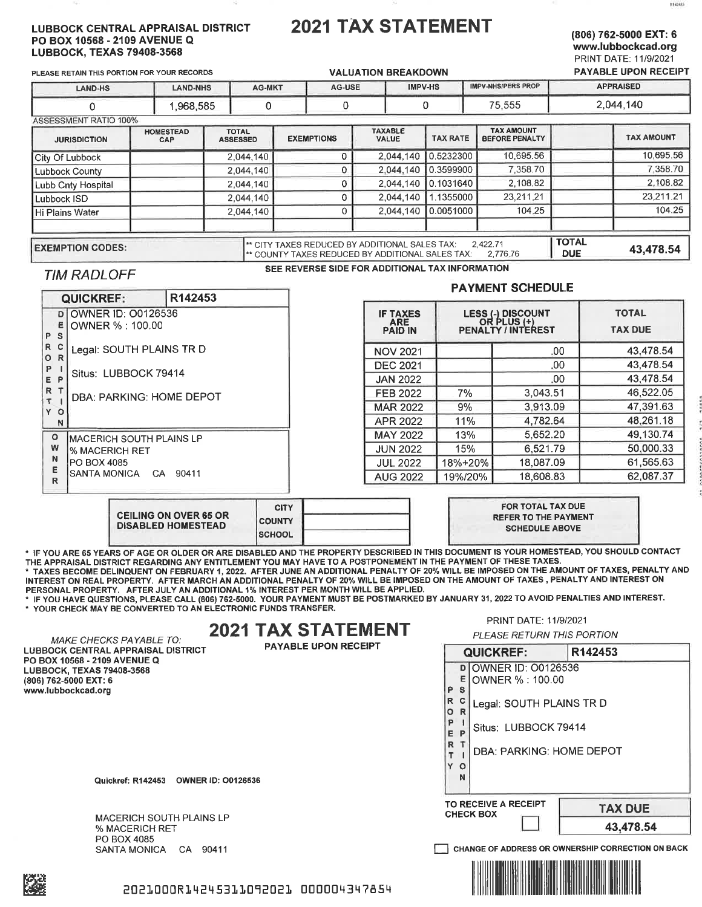**LUBBOCK CENTRAL APPRAISAL DISTRICT**
**PO BOX 10568 - 2109 AVENUE Q**
**LUBBOCK, TEXAS 79408-3568**

# 2021 TAX STATEMENT

**(806) 762-5000 EXT: 6**
**www.lubbockcad.org**
PRINT DATE: 11/9/2021
**PAYABLE UPON RECEIPT**

PLEASE RETAIN THIS PORTION FOR YOUR RECORDS

**VALUATION BREAKDOWN**

| LAND-HS | LAND-NHS | AG-MKT | AG-USE | IMPV-HS | IMPV-NHS/PERS PROP | APPRAISED |
|---|---|---|---|---|---|---|
| 0 | 1,968,585 | 0 | 0 | 0 | 75,555 | 2,044,140 |

ASSESSMENT RATIO 100%

| JURISDICTION | HOMESTEAD CAP | TOTAL ASSESSED | EXEMPTIONS | TAXABLE VALUE | TAX RATE | TAX AMOUNT BEFORE PENALTY | | TAX AMOUNT |
|---|---|---|---|---|---|---|---|---|
| City Of Lubbock | | 2,044,140 | 0 | 2,044,140 | 0.5232300 | 10,695.56 | | 10,695.56 |
| Lubbock County | | 2,044,140 | 0 | 2,044,140 | 0.3599900 | 7,358.70 | | 7,358.70 |
| Lubb Cnty Hospital | | 2,044,140 | 0 | 2,044,140 | 0.1031640 | 2,108.82 | | 2,108.82 |
| Lubbock ISD | | 2,044,140 | 0 | 2,044,140 | 1.1355000 | 23,211.21 | | 23,211.21 |
| Hi Plains Water | | 2,044,140 | 0 | 2,044,140 | 0.0051000 | 104.25 | | 104.25 |

**EXEMPTION CODES:**

** CITY TAXES REDUCED BY ADDITIONAL SALES TAX: 2,422.71
** COUNTY TAXES REDUCED BY ADDITIONAL SALES TAX: 2,776.76

**TOTAL DUE** **43,478.54**

*TIM RADLOFF*

**SEE REVERSE SIDE FOR ADDITIONAL TAX INFORMATION**

**QUICKREF:** R142453

PROPERTY DESCRIPTION
OWNER ID: O0126536
OWNER % : 100.00
Legal: SOUTH PLAINS TR D
Situs: LUBBOCK 79414
DBA: PARKING: HOME DEPOT

OWNER
MACERICH SOUTH PLAINS LP
% MACERICH RET
PO BOX 4085
SANTA MONICA CA 90411

**PAYMENT SCHEDULE**

| IF TAXES ARE PAID IN | LESS (-) DISCOUNT OR PLUS (+) PENALTY / INTEREST | | TOTAL TAX DUE |
|---|---|---|---|
| NOV 2021 | | .00 | 43,478.54 |
| DEC 2021 | | .00 | 43,478.54 |
| JAN 2022 | | .00 | 43,478.54 |
| FEB 2022 | 7% | 3,043.51 | 46,522.05 |
| MAR 2022 | 9% | 3,913.09 | 47,391.63 |
| APR 2022 | 11% | 4,782.64 | 48,261.18 |
| MAY 2022 | 13% | 5,652.20 | 49,130.74 |
| JUN 2022 | 15% | 6,521.79 | 50,000.33 |
| JUL 2022 | 18%+20% | 18,087.09 | 61,565.63 |
| AUG 2022 | 19%/20% | 18,608.83 | 62,087.37 |

| CEILING ON OVER 65 OR DISABLED HOMESTEAD | |
|---|---|
| CITY | |
| COUNTY | |
| SCHOOL | |

**FOR TOTAL TAX DUE REFER TO THE PAYMENT SCHEDULE ABOVE**

* IF YOU ARE 65 YEARS OF AGE OR OLDER OR ARE DISABLED AND THE PROPERTY DESCRIBED IN THIS DOCUMENT IS YOUR HOMESTEAD, YOU SHOULD CONTACT THE APPRAISAL DISTRICT REGARDING ANY ENTITLEMENT YOU MAY HAVE TO A POSTPONEMENT IN THE PAYMENT OF THESE TAXES.
* TAXES BECOME DELINQUENT ON FEBRUARY 1, 2022. AFTER JUNE AN ADDITIONAL PENALTY OF 20% WILL BE IMPOSED ON THE AMOUNT OF TAXES, PENALTY AND INTEREST ON REAL PROPERTY. AFTER MARCH AN ADDITIONAL PENALTY OF 20% WILL BE IMPOSED ON THE AMOUNT OF TAXES , PENALTY AND INTEREST ON PERSONAL PROPERTY. AFTER JULY AN ADDITIONAL 1% INTEREST PER MONTH WILL BE APPLIED.
* IF YOU HAVE QUESTIONS, PLEASE CALL (806) 762-5000. YOUR PAYMENT MUST BE POSTMARKED BY JANUARY 31, 2022 TO AVOID PENALTIES AND INTEREST.
* YOUR CHECK MAY BE CONVERTED TO AN ELECTRONIC FUNDS TRANSFER.

# 2021 TAX STATEMENT

**PAYABLE UPON RECEIPT**

PRINT DATE: 11/9/2021
*PLEASE RETURN THIS PORTION*

*MAKE CHECKS PAYABLE TO:*
**LUBBOCK CENTRAL APPRAISAL DISTRICT**
**PO BOX 10568 - 2109 AVENUE Q**
**LUBBOCK, TEXAS 79408-3568**
**(806) 762-5000 EXT: 6**
**www.lubbockcad.org**

**QUICKREF:** R142453

PROPERTY DESCRIPTION
OWNER ID: O0126536
OWNER % : 100.00
Legal: SOUTH PLAINS TR D
Situs: LUBBOCK 79414
DBA: PARKING: HOME DEPOT

**Quickref: R142453 OWNER ID: O0126536**

MACERICH SOUTH PLAINS LP
% MACERICH RET
PO BOX 4085
SANTA MONICA CA 90411

TO RECEIVE A RECEIPT CHECK BOX ☐

**TAX DUE**
**43,478.54**

☐ **CHANGE OF ADDRESS OR OWNERSHIP CORRECTION ON BACK**

2021000R14245311092021 000004347854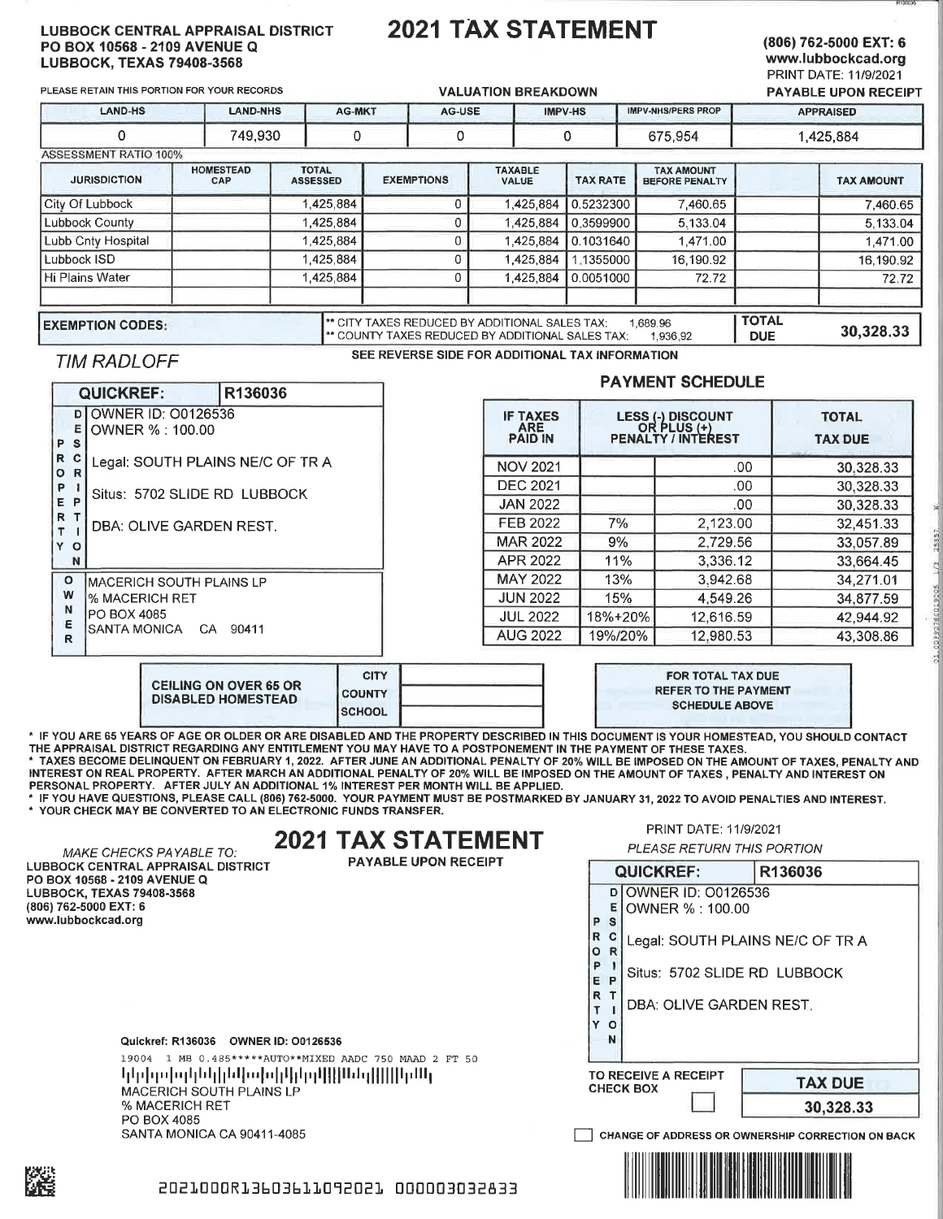**LUBBOCK CENTRAL APPRAISAL DISTRICT**
**PO BOX 10568 - 2109 AVENUE Q**
**LUBBOCK, TEXAS 79408-3568**

# 2021 TAX STATEMENT

**(806) 762-5000 EXT: 6**
**www.lubbockcad.org**
PRINT DATE: 11/9/2021
**PAYABLE UPON RECEIPT**

PLEASE RETAIN THIS PORTION FOR YOUR RECORDS

**VALUATION BREAKDOWN**

| LAND-HS | LAND-NHS | AG-MKT | AG-USE | IMPV-HS | IMPV-NHS/PERS PROP | APPRAISED |
|---|---|---|---|---|---|---|
| 0 | 749,930 | 0 | 0 | 0 | 675,954 | 1,425,884 |

ASSESSMENT RATIO 100%

| JURISDICTION | HOMESTEAD CAP | TOTAL ASSESSED | EXEMPTIONS | TAXABLE VALUE | TAX RATE | TAX AMOUNT BEFORE PENALTY | | TAX AMOUNT |
|---|---|---|---|---|---|---|---|---|
| City Of Lubbock | | 1,425,884 | 0 | 1,425,884 | 0.5232300 | 7,460.65 | | 7,460.65 |
| Lubbock County | | 1,425,884 | 0 | 1,425,884 | 0.3599900 | 5,133.04 | | 5,133.04 |
| Lubb Cnty Hospital | | 1,425,884 | 0 | 1,425,884 | 0.1031640 | 1,471.00 | | 1,471.00 |
| Lubbock ISD | | 1,425,884 | 0 | 1,425,884 | 1.1355000 | 16,190.92 | | 16,190.92 |
| Hi Plains Water | | 1,425,884 | 0 | 1,425,884 | 0.0051000 | 72.72 | | 72.72 |

**EXEMPTION CODES:**

** CITY TAXES REDUCED BY ADDITIONAL SALES TAX: 1,689.96
** COUNTY TAXES REDUCED BY ADDITIONAL SALES TAX: 1,936.92

**TOTAL DUE** 30,328.33

*TIM RADLOFF*

**SEE REVERSE SIDE FOR ADDITIONAL TAX INFORMATION**

**QUICKREF:** R136036

PROPERTY DESCRIPTION
OWNER ID: O0126536
OWNER % : 100.00
Legal: SOUTH PLAINS NE/C OF TR A
Situs: 5702 SLIDE RD LUBBOCK
DBA: OLIVE GARDEN REST.

OWNER
MACERICH SOUTH PLAINS LP
% MACERICH RET
PO BOX 4085
SANTA MONICA CA 90411

**PAYMENT SCHEDULE**

| IF TAXES ARE PAID IN | LESS (-) DISCOUNT OR PLUS (+) PENALTY / INTEREST | | TOTAL TAX DUE |
|---|---|---|---|
| NOV 2021 | | .00 | 30,328.33 |
| DEC 2021 | | .00 | 30,328.33 |
| JAN 2022 | | .00 | 30,328.33 |
| FEB 2022 | 7% | 2,123.00 | 32,451.33 |
| MAR 2022 | 9% | 2,729.56 | 33,057.89 |
| APR 2022 | 11% | 3,336.12 | 33,664.45 |
| MAY 2022 | 13% | 3,942.68 | 34,271.01 |
| JUN 2022 | 15% | 4,549.26 | 34,877.59 |
| JUL 2022 | 18%+20% | 12,616.59 | 42,944.92 |
| AUG 2022 | 19%/20% | 12,980.53 | 43,308.86 |

| CEILING ON OVER 65 OR DISABLED HOMESTEAD | CITY | |
|---|---|---|
| | COUNTY | |
| | SCHOOL | |

**FOR TOTAL TAX DUE REFER TO THE PAYMENT SCHEDULE ABOVE**

\* IF YOU ARE 65 YEARS OF AGE OR OLDER OR ARE DISABLED AND THE PROPERTY DESCRIBED IN THIS DOCUMENT IS YOUR HOMESTEAD, YOU SHOULD CONTACT THE APPRAISAL DISTRICT REGARDING ANY ENTITLEMENT YOU MAY HAVE TO A POSTPONEMENT IN THE PAYMENT OF THESE TAXES.
\* TAXES BECOME DELINQUENT ON FEBRUARY 1, 2022. AFTER JUNE AN ADDITIONAL PENALTY OF 20% WILL BE IMPOSED ON THE AMOUNT OF TAXES, PENALTY AND INTEREST ON REAL PROPERTY. AFTER MARCH AN ADDITIONAL PENALTY OF 20% WILL BE IMPOSED ON THE AMOUNT OF TAXES, PENALTY AND INTEREST ON PERSONAL PROPERTY. AFTER JULY AN ADDITIONAL 1% INTEREST PER MONTH WILL BE APPLIED.
\* IF YOU HAVE QUESTIONS, PLEASE CALL (806) 762-5000. YOUR PAYMENT MUST BE POSTMARKED BY JANUARY 31, 2022 TO AVOID PENALTIES AND INTEREST.
\* YOUR CHECK MAY BE CONVERTED TO AN ELECTRONIC FUNDS TRANSFER.

*MAKE CHECKS PAYABLE TO:*
**LUBBOCK CENTRAL APPRAISAL DISTRICT**
**PO BOX 10568 - 2109 AVENUE Q**
**LUBBOCK, TEXAS 79408-3568**
**(806) 762-5000 EXT: 6**
**www.lubbockcad.org**

# 2021 TAX STATEMENT

**PAYABLE UPON RECEIPT**

PRINT DATE: 11/9/2021
*PLEASE RETURN THIS PORTION*

**QUICKREF:** R136036

PROPERTY DESCRIPTION
OWNER ID: O0126536
OWNER % : 100.00
Legal: SOUTH PLAINS NE/C OF TR A
Situs: 5702 SLIDE RD LUBBOCK
DBA: OLIVE GARDEN REST.

**Quickref: R136036 OWNER ID: O0126536**

19004 1 MB 0.485*****AUTO**MIXED AADC 750 MAAD 2 FT 50
MACERICH SOUTH PLAINS LP
% MACERICH RET
PO BOX 4085
SANTA MONICA CA 90411-4085

TO RECEIVE A RECEIPT CHECK BOX ☐

**TAX DUE**
**30,328.33**

☐ CHANGE OF ADDRESS OR OWNERSHIP CORRECTION ON BACK

2021000R13603611092021 000003032833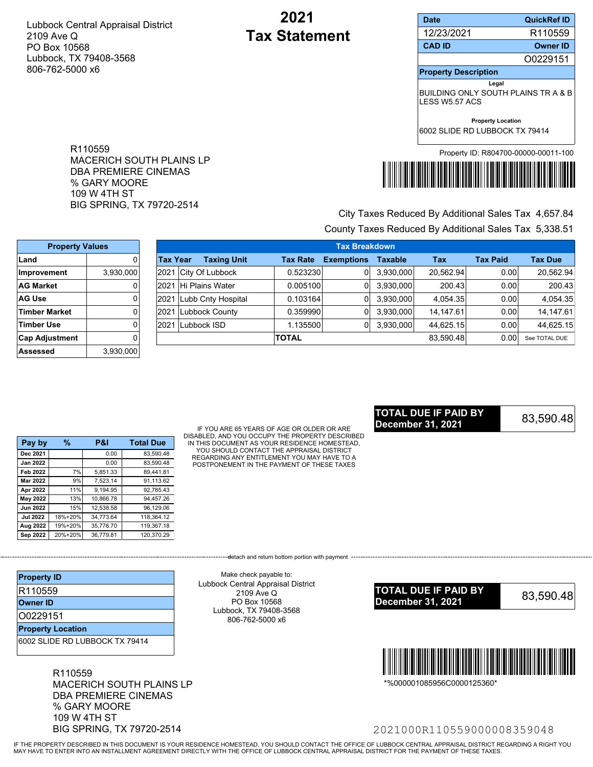Lubbock Central Appraisal District
2109 Ave Q
PO Box 10568
Lubbock, TX 79408-3568
806-762-5000 x6

# 2021 Tax Statement

| Date | QuickRef ID |
|---|---|
| 12/23/2021 | R110559 |
| **CAD ID** | **Owner ID** |
| | O0229151 |

**Property Description**

Legal

BUILDING ONLY SOUTH PLAINS TR A & B LESS W5.57 ACS

Property Location

6002 SLIDE RD LUBBOCK TX 79414

Property ID: R804700-00000-00011-100

R110559
MACERICH SOUTH PLAINS LP
DBA PREMIERE CINEMAS
% GARY MOORE
109 W 4TH ST
BIG SPRING, TX 79720-2514

City Taxes Reduced By Additional Sales Tax 4,657.84
County Taxes Reduced By Additional Sales Tax 5,338.51

| Property Values | |
|---|---|
| Land | 0 |
| Improvement | 3,930,000 |
| AG Market | 0 |
| AG Use | 0 |
| Timber Market | 0 |
| Timber Use | 0 |
| Cap Adjustment | 0 |
| Assessed | 3,930,000 |

**Tax Breakdown**

| Tax Year | Taxing Unit | Tax Rate | Exemptions | Taxable | Tax | Tax Paid | Tax Due |
|---|---|---|---|---|---|---|---|
| 2021 | City Of Lubbock | 0.523230 | 0 | 3,930,000 | 20,562.94 | 0.00 | 20,562.94 |
| 2021 | Hi Plains Water | 0.005100 | 0 | 3,930,000 | 200.43 | 0.00 | 200.43 |
| 2021 | Lubb Cnty Hospital | 0.103164 | 0 | 3,930,000 | 4,054.35 | 0.00 | 4,054.35 |
| 2021 | Lubbock County | 0.359990 | 0 | 3,930,000 | 14,147.61 | 0.00 | 14,147.61 |
| 2021 | Lubbock ISD | 1.135500 | 0 | 3,930,000 | 44,625.15 | 0.00 | 44,625.15 |
| | | **TOTAL** | | | 83,590.48 | 0.00 | See TOTAL DUE |

**TOTAL DUE IF PAID BY December 31, 2021** 83,590.48

| Pay by | % | P&I | Total Due |
|---|---|---|---|
| Dec 2021 | | 0.00 | 83,590.48 |
| Jan 2022 | | 0.00 | 83,590.48 |
| Feb 2022 | 7% | 5,851.33 | 89,441.81 |
| Mar 2022 | 9% | 7,523.14 | 91,113.62 |
| Apr 2022 | 11% | 9,194.95 | 92,785.43 |
| May 2022 | 13% | 10,866.78 | 94,457.26 |
| Jun 2022 | 15% | 12,538.58 | 96,129.06 |
| Jul 2022 | 18%+20% | 34,773.64 | 118,364.12 |
| Aug 2022 | 19%+20% | 35,776.70 | 119,367.18 |
| Sep 2022 | 20%+20% | 36,779.81 | 120,370.29 |

IF YOU ARE 65 YEARS OF AGE OR OLDER OR ARE DISABLED, AND YOU OCCUPY THE PROPERTY DESCRIBED IN THIS DOCUMENT AS YOUR RESIDENCE HOMESTEAD, YOU SHOULD CONTACT THE APPRAISAL DISTRICT REGARDING ANY ENTITLEMENT YOU MAY HAVE TO A POSTPONEMENT IN THE PAYMENT OF THESE TAXES

---

detach and return bottom portion with payment

| Property ID |
|---|
| R110559 |
| **Owner ID** |
| O0229151 |
| **Property Location** |
| 6002 SLIDE RD LUBBOCK TX 79414 |

Make check payable to:
Lubbock Central Appraisal District
2109 Ave Q
PO Box 10568
Lubbock, TX 79408-3568
806-762-5000 x6

**TOTAL DUE IF PAID BY December 31, 2021** 83,590.48

*%000001085956C0000125360*

R110559
MACERICH SOUTH PLAINS LP
DBA PREMIERE CINEMAS
% GARY MOORE
109 W 4TH ST
BIG SPRING, TX 79720-2514

2021000R110559000008359048

IF THE PROPERTY DESCRIBED IN THIS DOCUMENT IS YOUR RESIDENCE HOMESTEAD, YOU SHOULD CONTACT THE OFFICE OF LUBBOCK CENTRAL APPRAISAL DISTRICT REGARDING A RIGHT YOU MAY HAVE TO ENTER INTO AN INSTALLMENT AGREEMENT DIRECTLY WITH THE OFFICE OF LUBBOCK CENTRAL APPRAISAL DISTRICT FOR THE PAYMENT OF THESE TAXES.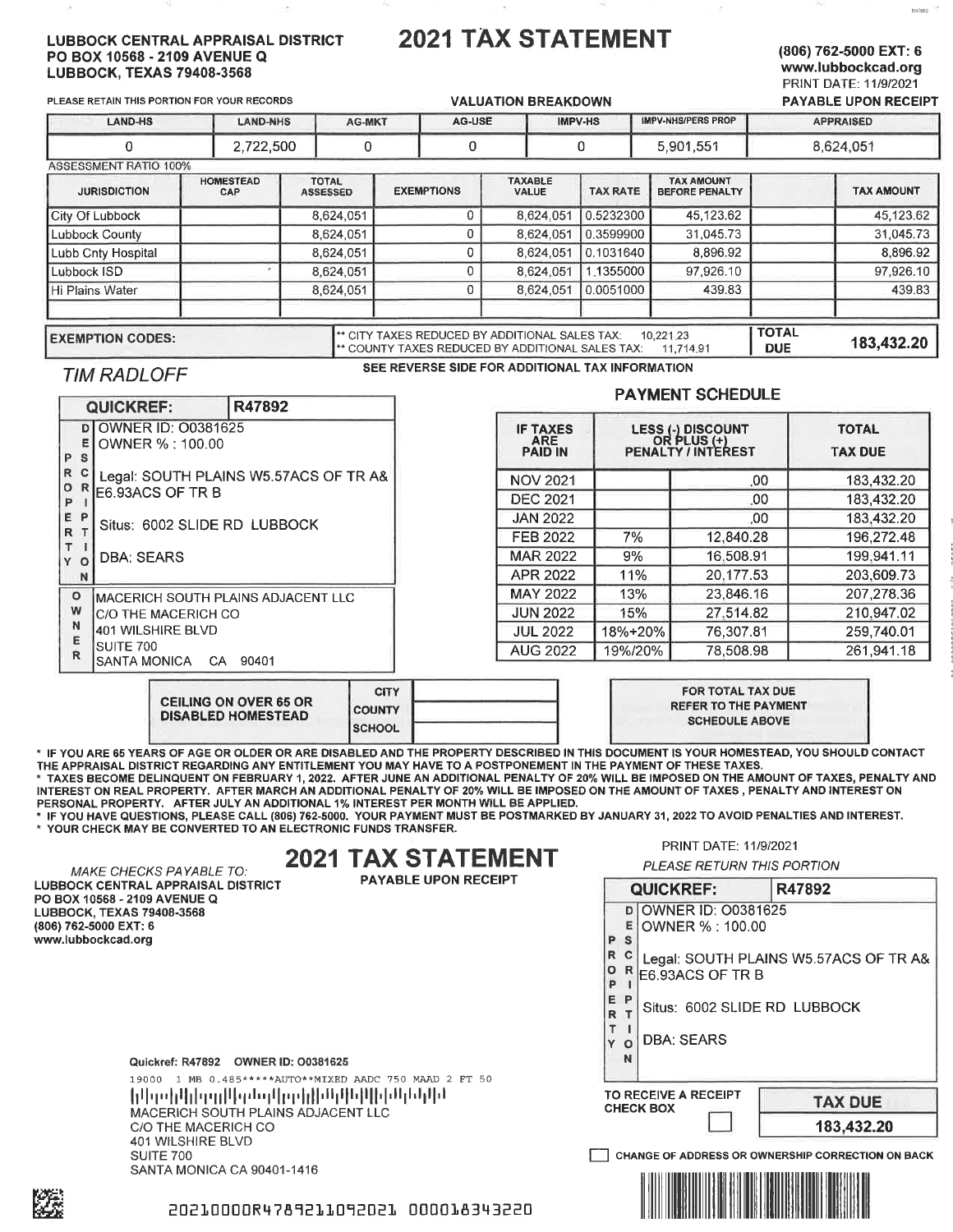**LUBBOCK CENTRAL APPRAISAL DISTRICT**
**PO BOX 10568 - 2109 AVENUE Q**
**LUBBOCK, TEXAS 79408-3568**

# 2021 TAX STATEMENT

**(806) 762-5000 EXT: 6**
**www.lubbockcad.org**
PRINT DATE: 11/9/2021
**PAYABLE UPON RECEIPT**

PLEASE RETAIN THIS PORTION FOR YOUR RECORDS

**VALUATION BREAKDOWN**

| LAND-HS | LAND-NHS | AG-MKT | AG-USE | IMPV-HS | IMPV-NHS/PERS PROP | APPRAISED |
|---|---|---|---|---|---|---|
| 0 | 2,722,500 | 0 | 0 | 0 | 5,901,551 | 8,624,051 |

ASSESSMENT RATIO 100%

| JURISDICTION | HOMESTEAD CAP | TOTAL ASSESSED | EXEMPTIONS | TAXABLE VALUE | TAX RATE | TAX AMOUNT BEFORE PENALTY | | TAX AMOUNT |
|---|---|---|---|---|---|---|---|---|
| City Of Lubbock | | 8,624,051 | 0 | 8,624,051 | 0.5232300 | 45,123.62 | | 45,123.62 |
| Lubbock County | | 8,624,051 | 0 | 8,624,051 | 0.3599900 | 31,045.73 | | 31,045.73 |
| Lubb Cnty Hospital | | 8,624,051 | 0 | 8,624,051 | 0.1031640 | 8,896.92 | | 8,896.92 |
| Lubbock ISD | | 8,624,051 | 0 | 8,624,051 | 1.1355000 | 97,926.10 | | 97,926.10 |
| Hi Plains Water | | 8,624,051 | 0 | 8,624,051 | 0.0051000 | 439.83 | | 439.83 |

**EXEMPTION CODES:**

** CITY TAXES REDUCED BY ADDITIONAL SALES TAX: 10,221.23
** COUNTY TAXES REDUCED BY ADDITIONAL SALES TAX: 11,714.91

**TOTAL DUE 183,432.20**

*TIM RADLOFF*

**SEE REVERSE SIDE FOR ADDITIONAL TAX INFORMATION**

**QUICKREF: R47892**

**PROPERTY DESCRIPTION**
OWNER ID: O0381625
OWNER % : 100.00
Legal: SOUTH PLAINS W5.57ACS OF TR A& E6.93ACS OF TR B
Situs: 6002 SLIDE RD LUBBOCK
DBA: SEARS

**OWNER**
MACERICH SOUTH PLAINS ADJACENT LLC
C/O THE MACERICH CO
401 WILSHIRE BLVD
SUITE 700
SANTA MONICA CA 90401

**PAYMENT SCHEDULE**

| IF TAXES ARE PAID IN | LESS (-) DISCOUNT OR PLUS (+) PENALTY / INTEREST | | TOTAL TAX DUE |
|---|---|---|---|
| NOV 2021 | | .00 | 183,432.20 |
| DEC 2021 | | .00 | 183,432.20 |
| JAN 2022 | | .00 | 183,432.20 |
| FEB 2022 | 7% | 12,840.28 | 196,272.48 |
| MAR 2022 | 9% | 16,508.91 | 199,941.11 |
| APR 2022 | 11% | 20,177.53 | 203,609.73 |
| MAY 2022 | 13% | 23,846.16 | 207,278.36 |
| JUN 2022 | 15% | 27,514.82 | 210,947.02 |
| JUL 2022 | 18%+20% | 76,307.81 | 259,740.01 |
| AUG 2022 | 19%/20% | 78,508.98 | 261,941.18 |

| CEILING ON OVER 65 OR DISABLED HOMESTEAD | CITY | |
|---|---|---|
| | COUNTY | |
| | SCHOOL | |

**FOR TOTAL TAX DUE REFER TO THE PAYMENT SCHEDULE ABOVE**

* IF YOU ARE 65 YEARS OF AGE OR OLDER OR ARE DISABLED AND THE PROPERTY DESCRIBED IN THIS DOCUMENT IS YOUR HOMESTEAD, YOU SHOULD CONTACT THE APPRAISAL DISTRICT REGARDING ANY ENTITLEMENT YOU MAY HAVE TO A POSTPONEMENT IN THE PAYMENT OF THESE TAXES.
* TAXES BECOME DELINQUENT ON FEBRUARY 1, 2022. AFTER JUNE AN ADDITIONAL PENALTY OF 20% WILL BE IMPOSED ON THE AMOUNT OF TAXES, PENALTY AND INTEREST ON REAL PROPERTY. AFTER MARCH AN ADDITIONAL PENALTY OF 20% WILL BE IMPOSED ON THE AMOUNT OF TAXES , PENALTY AND INTEREST ON PERSONAL PROPERTY. AFTER JULY AN ADDITIONAL 1% INTEREST PER MONTH WILL BE APPLIED.
* IF YOU HAVE QUESTIONS, PLEASE CALL (806) 762-5000. YOUR PAYMENT MUST BE POSTMARKED BY JANUARY 31, 2022 TO AVOID PENALTIES AND INTEREST.
* YOUR CHECK MAY BE CONVERTED TO AN ELECTRONIC FUNDS TRANSFER.

# 2021 TAX STATEMENT

**PAYABLE UPON RECEIPT**

*MAKE CHECKS PAYABLE TO:*
**LUBBOCK CENTRAL APPRAISAL DISTRICT**
**PO BOX 10568 - 2109 AVENUE Q**
**LUBBOCK, TEXAS 79408-3568**
**(806) 762-5000 EXT: 6**
**www.lubbockcad.org**

PRINT DATE: 11/9/2021
*PLEASE RETURN THIS PORTION*

**QUICKREF: R47892**

**PROPERTY DESCRIPTION**
OWNER ID: O0381625
OWNER % : 100.00
Legal: SOUTH PLAINS W5.57ACS OF TR A& E6.93ACS OF TR B
Situs: 6002 SLIDE RD LUBBOCK
DBA: SEARS

**Quickref: R47892 OWNER ID: O0381625**

19000 1 MB 0.485*****AUTO**MIXED AADC 750 MAAD 2 FT 50

MACERICH SOUTH PLAINS ADJACENT LLC
C/O THE MACERICH CO
401 WILSHIRE BLVD
SUITE 700
SANTA MONICA CA 90401-1416

TO RECEIVE A RECEIPT CHECK BOX ☐

**TAX DUE 183,432.20**

☐ CHANGE OF ADDRESS OR OWNERSHIP CORRECTION ON BACK

20210000R47892110920210000183432 20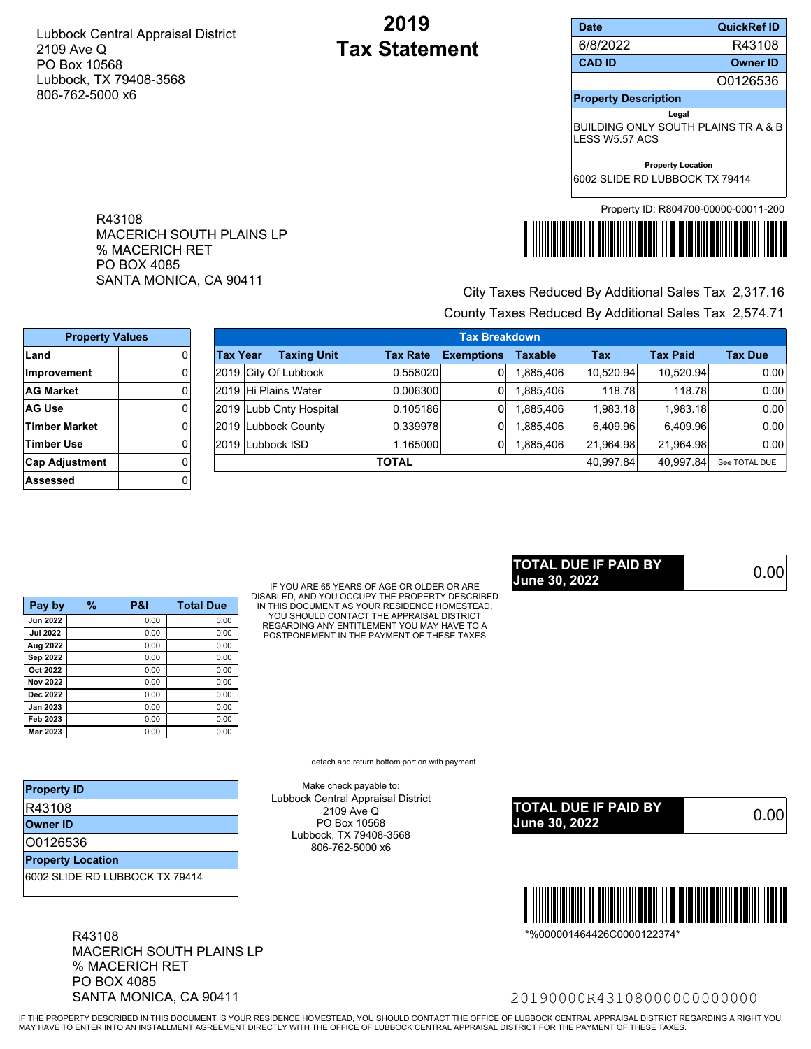Lubbock Central Appraisal District
2109 Ave Q
PO Box 10568
Lubbock, TX 79408-3568
806-762-5000 x6

# 2019 Tax Statement

| Date | QuickRef ID |
|---|---|
| 6/8/2022 | R43108 |
| **CAD ID** | **Owner ID** |
| | O0126536 |

**Property Description**

Legal

BUILDING ONLY SOUTH PLAINS TR A & B LESS W5.57 ACS

Property Location

6002 SLIDE RD LUBBOCK TX 79414

Property ID: R804700-00000-00011-200

R43108
MACERICH SOUTH PLAINS LP
% MACERICH RET
PO BOX 4085
SANTA MONICA, CA 90411

City Taxes Reduced By Additional Sales Tax 2,317.16

County Taxes Reduced By Additional Sales Tax 2,574.71

| Property Values | |
|---|---|
| Land | 0 |
| Improvement | 0 |
| AG Market | 0 |
| AG Use | 0 |
| Timber Market | 0 |
| Timber Use | 0 |
| Cap Adjustment | 0 |
| Assessed | 0 |

**Tax Breakdown**

| Tax Year | Taxing Unit | Tax Rate | Exemptions | Taxable | Tax | Tax Paid | Tax Due |
|---|---|---|---|---|---|---|---|
| 2019 | City Of Lubbock | 0.558020 | 0 | 1,885,406 | 10,520.94 | 10,520.94 | 0.00 |
| 2019 | Hi Plains Water | 0.006300 | 0 | 1,885,406 | 118.78 | 118.78 | 0.00 |
| 2019 | Lubb Cnty Hospital | 0.105186 | 0 | 1,885,406 | 1,983.18 | 1,983.18 | 0.00 |
| 2019 | Lubbock County | 0.339978 | 0 | 1,885,406 | 6,409.96 | 6,409.96 | 0.00 |
| 2019 | Lubbock ISD | 1.165000 | 0 | 1,885,406 | 21,964.98 | 21,964.98 | 0.00 |
| | | TOTAL | | | 40,997.84 | 40,997.84 | See TOTAL DUE |

| Pay by | % | P&I | Total Due |
|---|---|---|---|
| Jun 2022 | | 0.00 | 0.00 |
| Jul 2022 | | 0.00 | 0.00 |
| Aug 2022 | | 0.00 | 0.00 |
| Sep 2022 | | 0.00 | 0.00 |
| Oct 2022 | | 0.00 | 0.00 |
| Nov 2022 | | 0.00 | 0.00 |
| Dec 2022 | | 0.00 | 0.00 |
| Jan 2023 | | 0.00 | 0.00 |
| Feb 2023 | | 0.00 | 0.00 |
| Mar 2023 | | 0.00 | 0.00 |

IF YOU ARE 65 YEARS OF AGE OR OLDER OR ARE DISABLED, AND YOU OCCUPY THE PROPERTY DESCRIBED IN THIS DOCUMENT AS YOUR RESIDENCE HOMESTEAD, YOU SHOULD CONTACT THE APPRAISAL DISTRICT REGARDING ANY ENTITLEMENT YOU MAY HAVE TO A POSTPONEMENT IN THE PAYMENT OF THESE TAXES

**TOTAL DUE IF PAID BY June 30, 2022** 0.00

detach and return bottom portion with payment

| Property ID |
|---|
| R43108 |
| **Owner ID** |
| O0126536 |
| **Property Location** |
| 6002 SLIDE RD LUBBOCK TX 79414 |

Make check payable to:
Lubbock Central Appraisal District
2109 Ave Q
PO Box 10568
Lubbock, TX 79408-3568
806-762-5000 x6

**TOTAL DUE IF PAID BY June 30, 2022** 0.00

*%000001464426C0000122374*

R43108
MACERICH SOUTH PLAINS LP
% MACERICH RET
PO BOX 4085
SANTA MONICA, CA 90411

20190000R43108000000000000

IF THE PROPERTY DESCRIBED IN THIS DOCUMENT IS YOUR RESIDENCE HOMESTEAD, YOU SHOULD CONTACT THE OFFICE OF LUBBOCK CENTRAL APPRAISAL DISTRICT REGARDING A RIGHT YOU MAY HAVE TO ENTER INTO AN INSTALLMENT AGREEMENT DIRECTLY WITH THE OFFICE OF LUBBOCK CENTRAL APPRAISAL DISTRICT FOR THE PAYMENT OF THESE TAXES.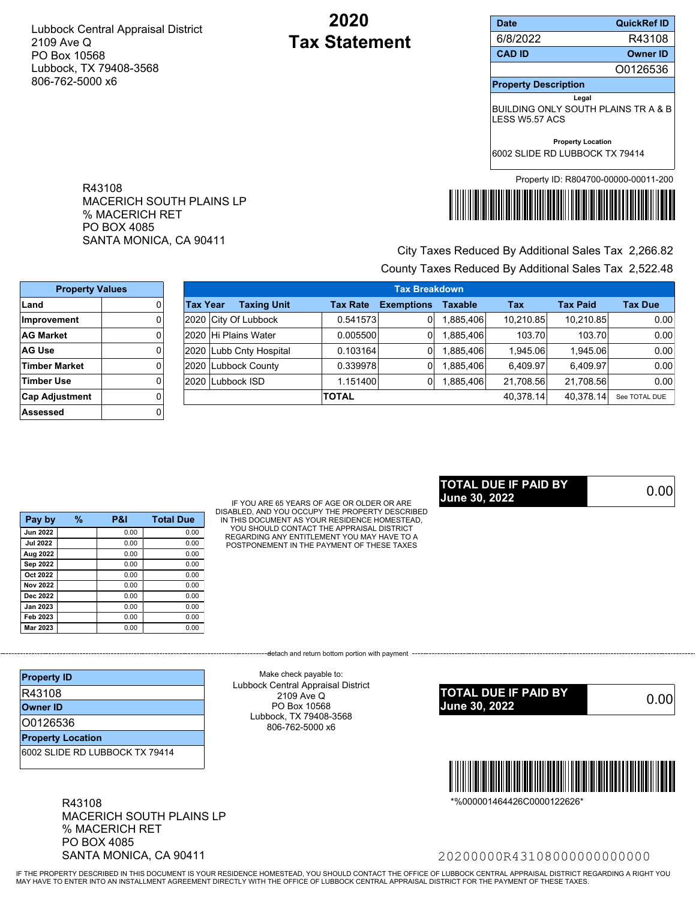Lubbock Central Appraisal District
2109 Ave Q
PO Box 10568
Lubbock, TX 79408-3568
806-762-5000 x6

# 2020 Tax Statement

| Date | QuickRef ID |
|---|---|
| 6/8/2022 | R43108 |
| **CAD ID** | **Owner ID** |
| | O0126536 |

**Property Description**

Legal

BUILDING ONLY SOUTH PLAINS TR A & B LESS W5.57 ACS

Property Location

6002 SLIDE RD LUBBOCK TX 79414

Property ID: R804700-00000-00011-200

R43108
MACERICH SOUTH PLAINS LP
% MACERICH RET
PO BOX 4085
SANTA MONICA, CA 90411

City Taxes Reduced By Additional Sales Tax 2,266.82

County Taxes Reduced By Additional Sales Tax 2,522.48

| Property Values | |
|---|---|
| Land | 0 |
| Improvement | 0 |
| AG Market | 0 |
| AG Use | 0 |
| Timber Market | 0 |
| Timber Use | 0 |
| Cap Adjustment | 0 |
| Assessed | 0 |

**Tax Breakdown**

| Tax Year | Taxing Unit | Tax Rate | Exemptions | Taxable | Tax | Tax Paid | Tax Due |
|---|---|---|---|---|---|---|---|
| 2020 | City Of Lubbock | 0.541573 | 0 | 1,885,406 | 10,210.85 | 10,210.85 | 0.00 |
| 2020 | Hi Plains Water | 0.005500 | 0 | 1,885,406 | 103.70 | 103.70 | 0.00 |
| 2020 | Lubb Cnty Hospital | 0.103164 | 0 | 1,885,406 | 1,945.06 | 1,945.06 | 0.00 |
| 2020 | Lubbock County | 0.339978 | 0 | 1,885,406 | 6,409.97 | 6,409.97 | 0.00 |
| 2020 | Lubbock ISD | 1.151400 | 0 | 1,885,406 | 21,708.56 | 21,708.56 | 0.00 |
| | | **TOTAL** | | | 40,378.14 | 40,378.14 | See TOTAL DUE |

**TOTAL DUE IF PAID BY June 30, 2022** 0.00

| Pay by | % | P&I | Total Due |
|---|---|---|---|
| Jun 2022 | | 0.00 | 0.00 |
| Jul 2022 | | 0.00 | 0.00 |
| Aug 2022 | | 0.00 | 0.00 |
| Sep 2022 | | 0.00 | 0.00 |
| Oct 2022 | | 0.00 | 0.00 |
| Nov 2022 | | 0.00 | 0.00 |
| Dec 2022 | | 0.00 | 0.00 |
| Jan 2023 | | 0.00 | 0.00 |
| Feb 2023 | | 0.00 | 0.00 |
| Mar 2023 | | 0.00 | 0.00 |

IF YOU ARE 65 YEARS OF AGE OR OLDER OR ARE DISABLED, AND YOU OCCUPY THE PROPERTY DESCRIBED IN THIS DOCUMENT AS YOUR RESIDENCE HOMESTEAD, YOU SHOULD CONTACT THE APPRAISAL DISTRICT REGARDING ANY ENTITLEMENT YOU MAY HAVE TO A POSTPONEMENT IN THE PAYMENT OF THESE TAXES

---

detach and return bottom portion with payment

| Property ID |
|---|
| R43108 |
| **Owner ID** |
| O0126536 |
| **Property Location** |
| 6002 SLIDE RD LUBBOCK TX 79414 |

Make check payable to:
Lubbock Central Appraisal District
2109 Ave Q
PO Box 10568
Lubbock, TX 79408-3568
806-762-5000 x6

**TOTAL DUE IF PAID BY June 30, 2022** 0.00

*%000001464426C0000122626*

R43108
MACERICH SOUTH PLAINS LP
% MACERICH RET
PO BOX 4085
SANTA MONICA, CA 90411

20200000R43108000000000000

IF THE PROPERTY DESCRIBED IN THIS DOCUMENT IS YOUR RESIDENCE HOMESTEAD, YOU SHOULD CONTACT THE OFFICE OF LUBBOCK CENTRAL APPRAISAL DISTRICT REGARDING A RIGHT YOU MAY HAVE TO ENTER INTO AN INSTALLMENT AGREEMENT DIRECTLY WITH THE OFFICE OF LUBBOCK CENTRAL APPRAISAL DISTRICT FOR THE PAYMENT OF THESE TAXES.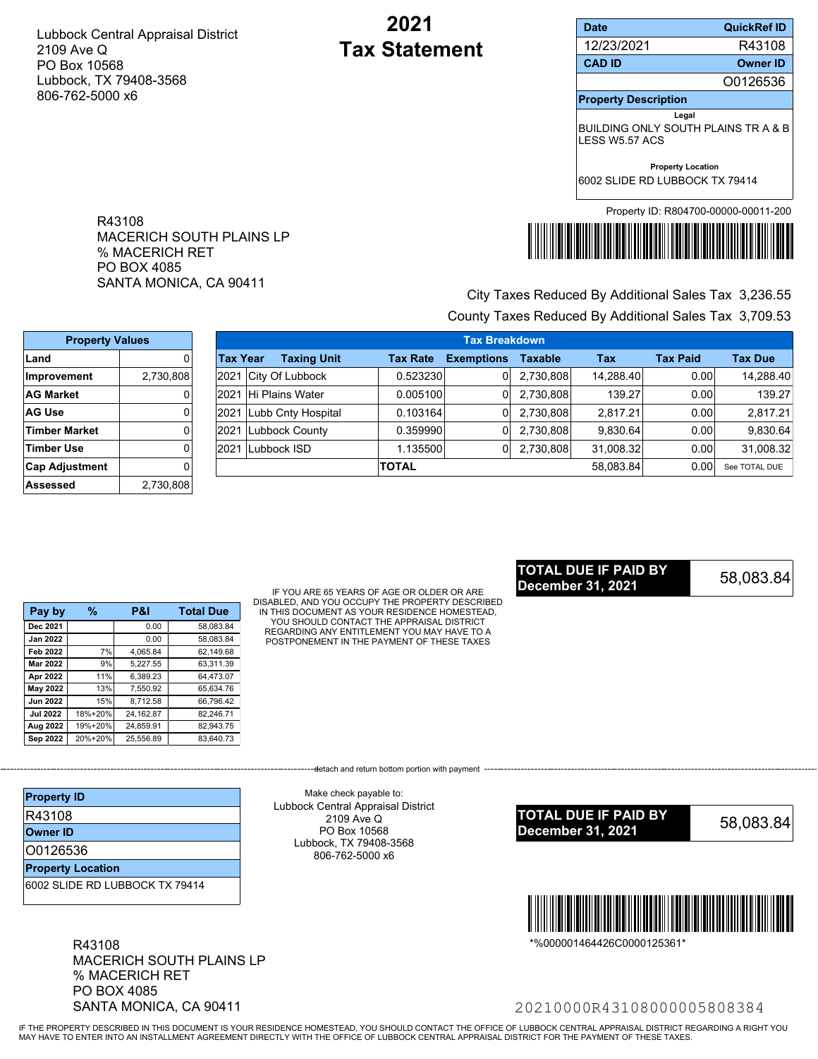Lubbock Central Appraisal District
2109 Ave Q
PO Box 10568
Lubbock, TX 79408-3568
806-762-5000 x6

# 2021 Tax Statement

| Date | QuickRef ID |
| --- | --- |
| 12/23/2021 | R43108 |
| **CAD ID** | **Owner ID** |
| | O0126536 |

**Property Description**

Legal

BUILDING ONLY SOUTH PLAINS TR A & B LESS W5.57 ACS

Property Location

6002 SLIDE RD LUBBOCK TX 79414

Property ID: R804700-00000-00011-200

R43108
MACERICH SOUTH PLAINS LP
% MACERICH RET
PO BOX 4085
SANTA MONICA, CA 90411

City Taxes Reduced By Additional Sales Tax 3,236.55

County Taxes Reduced By Additional Sales Tax 3,709.53

| Property Values | |
| --- | --- |
| Land | 0 |
| Improvement | 2,730,808 |
| AG Market | 0 |
| AG Use | 0 |
| Timber Market | 0 |
| Timber Use | 0 |
| Cap Adjustment | 0 |
| Assessed | 2,730,808 |

| Tax Year | Taxing Unit | Tax Rate | Exemptions | Taxable | Tax | Tax Paid | Tax Due |
| --- | --- | --- | --- | --- | --- | --- | --- |
| 2021 | City Of Lubbock | 0.523230 | 0 | 2,730,808 | 14,288.40 | 0.00 | 14,288.40 |
| 2021 | Hi Plains Water | 0.005100 | 0 | 2,730,808 | 139.27 | 0.00 | 139.27 |
| 2021 | Lubb Cnty Hospital | 0.103164 | 0 | 2,730,808 | 2,817.21 | 0.00 | 2,817.21 |
| 2021 | Lubbock County | 0.359990 | 0 | 2,730,808 | 9,830.64 | 0.00 | 9,830.64 |
| 2021 | Lubbock ISD | 1.135500 | 0 | 2,730,808 | 31,008.32 | 0.00 | 31,008.32 |
| | TOTAL | | | | 58,083.84 | 0.00 | See TOTAL DUE |

**TOTAL DUE IF PAID BY December 31, 2021** 58,083.84

| Pay by | % | P&I | Total Due |
| --- | --- | --- | --- |
| Dec 2021 | | 0.00 | 58,083.84 |
| Jan 2022 | | 0.00 | 58,083.84 |
| Feb 2022 | 7% | 4,065.84 | 62,149.68 |
| Mar 2022 | 9% | 5,227.55 | 63,311.39 |
| Apr 2022 | 11% | 6,389.23 | 64,473.07 |
| May 2022 | 13% | 7,550.92 | 65,634.76 |
| Jun 2022 | 15% | 8,712.58 | 66,796.42 |
| Jul 2022 | 18%+20% | 24,162.87 | 82,246.71 |
| Aug 2022 | 19%+20% | 24,859.91 | 82,943.75 |
| Sep 2022 | 20%+20% | 25,556.89 | 83,640.73 |

IF YOU ARE 65 YEARS OF AGE OR OLDER OR ARE DISABLED, AND YOU OCCUPY THE PROPERTY DESCRIBED IN THIS DOCUMENT AS YOUR RESIDENCE HOMESTEAD, YOU SHOULD CONTACT THE APPRAISAL DISTRICT REGARDING ANY ENTITLEMENT YOU MAY HAVE TO A POSTPONEMENT IN THE PAYMENT OF THESE TAXES

detach and return bottom portion with payment

| Property ID |
| --- |
| R43108 |
| **Owner ID** |
| O0126536 |
| **Property Location** |
| 6002 SLIDE RD LUBBOCK TX 79414 |

Make check payable to:
Lubbock Central Appraisal District
2109 Ave Q
PO Box 10568
Lubbock, TX 79408-3568
806-762-5000 x6

**TOTAL DUE IF PAID BY December 31, 2021** 58,083.84

*%000001464426C0000125361*

R43108
MACERICH SOUTH PLAINS LP
% MACERICH RET
PO BOX 4085
SANTA MONICA, CA 90411

20210000R43108000005808384

IF THE PROPERTY DESCRIBED IN THIS DOCUMENT IS YOUR RESIDENCE HOMESTEAD, YOU SHOULD CONTACT THE OFFICE OF LUBBOCK CENTRAL APPRAISAL DISTRICT REGARDING A RIGHT YOU MAY HAVE TO ENTER INTO AN INSTALLMENT AGREEMENT DIRECTLY WITH THE OFFICE OF LUBBOCK CENTRAL APPRAISAL DISTRICT FOR THE PAYMENT OF THESE TAXES.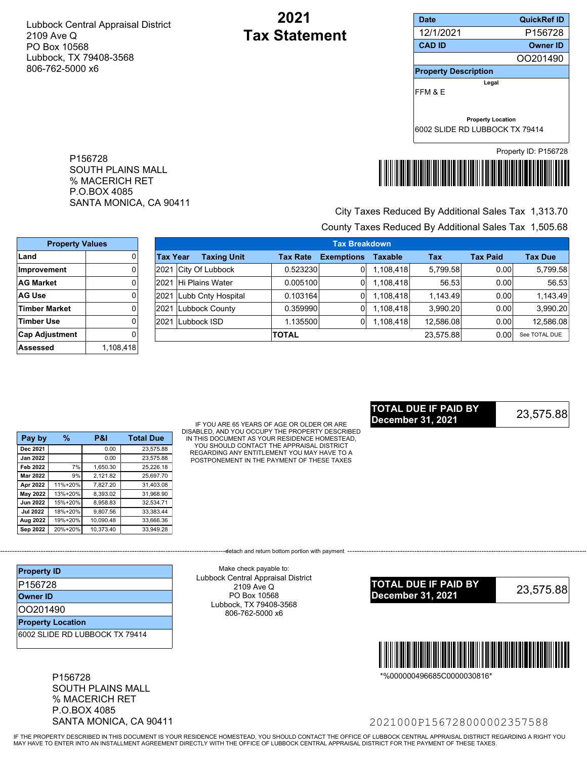Lubbock Central Appraisal District
2109 Ave Q
PO Box 10568
Lubbock, TX 79408-3568
806-762-5000 x6

# 2021 Tax Statement

| Date | QuickRef ID |
|---|---|
| 12/1/2021 | P156728 |
| **CAD ID** | **Owner ID** |
| | OO201490 |

**Property Description**

Legal

FFM & E

Property Location

6002 SLIDE RD LUBBOCK TX 79414

Property ID: P156728

P156728
SOUTH PLAINS MALL
% MACERICH RET
P.O.BOX 4085
SANTA MONICA, CA 90411

City Taxes Reduced By Additional Sales Tax 1,313.70

County Taxes Reduced By Additional Sales Tax 1,505.68

| Property Values | |
|---|---|
| Land | 0 |
| Improvement | 0 |
| AG Market | 0 |
| AG Use | 0 |
| Timber Market | 0 |
| Timber Use | 0 |
| Cap Adjustment | 0 |
| Assessed | 1,108,418 |

**Tax Breakdown**

| Tax Year | Taxing Unit | Tax Rate | Exemptions | Taxable | Tax | Tax Paid | Tax Due |
|---|---|---|---|---|---|---|---|
| 2021 | City Of Lubbock | 0.523230 | 0 | 1,108,418 | 5,799.58 | 0.00 | 5,799.58 |
| 2021 | Hi Plains Water | 0.005100 | 0 | 1,108,418 | 56.53 | 0.00 | 56.53 |
| 2021 | Lubb Cnty Hospital | 0.103164 | 0 | 1,108,418 | 1,143.49 | 0.00 | 1,143.49 |
| 2021 | Lubbock County | 0.359990 | 0 | 1,108,418 | 3,990.20 | 0.00 | 3,990.20 |
| 2021 | Lubbock ISD | 1.135500 | 0 | 1,108,418 | 12,586.08 | 0.00 | 12,586.08 |
| | | **TOTAL** | | | 23,575.88 | 0.00 | See TOTAL DUE |

| Pay by | % | P&I | Total Due |
|---|---|---|---|
| Dec 2021 | | 0.00 | 23,575.88 |
| Jan 2022 | | 0.00 | 23,575.88 |
| Feb 2022 | 7% | 1,650.30 | 25,226.18 |
| Mar 2022 | 9% | 2,121.82 | 25,697.70 |
| Apr 2022 | 11%+20% | 7,827.20 | 31,403.08 |
| May 2022 | 13%+20% | 8,393.02 | 31,968.90 |
| Jun 2022 | 15%+20% | 8,958.83 | 32,534.71 |
| Jul 2022 | 18%+20% | 9,807.56 | 33,383.44 |
| Aug 2022 | 19%+20% | 10,090.48 | 33,666.36 |
| Sep 2022 | 20%+20% | 10,373.40 | 33,949.28 |

IF YOU ARE 65 YEARS OF AGE OR OLDER OR ARE DISABLED, AND YOU OCCUPY THE PROPERTY DESCRIBED IN THIS DOCUMENT AS YOUR RESIDENCE HOMESTEAD, YOU SHOULD CONTACT THE APPRAISAL DISTRICT REGARDING ANY ENTITLEMENT YOU MAY HAVE TO A POSTPONEMENT IN THE PAYMENT OF THESE TAXES

**TOTAL DUE IF PAID BY December 31, 2021** 23,575.88

detach and return bottom portion with payment

| Property ID |
|---|
| P156728 |
| **Owner ID** |
| OO201490 |
| **Property Location** |
| 6002 SLIDE RD LUBBOCK TX 79414 |

Make check payable to:
Lubbock Central Appraisal District
2109 Ave Q
PO Box 10568
Lubbock, TX 79408-3568
806-762-5000 x6

**TOTAL DUE IF PAID BY December 31, 2021** 23,575.88

*%000000496685C0000030816*

P156728
SOUTH PLAINS MALL
% MACERICH RET
P.O.BOX 4085
SANTA MONICA, CA 90411

2021000P156728000002357588

IF THE PROPERTY DESCRIBED IN THIS DOCUMENT IS YOUR RESIDENCE HOMESTEAD, YOU SHOULD CONTACT THE OFFICE OF LUBBOCK CENTRAL APPRAISAL DISTRICT REGARDING A RIGHT YOU MAY HAVE TO ENTER INTO AN INSTALLMENT AGREEMENT DIRECTLY WITH THE OFFICE OF LUBBOCK CENTRAL APPRAISAL DISTRICT FOR THE PAYMENT OF THESE TAXES.